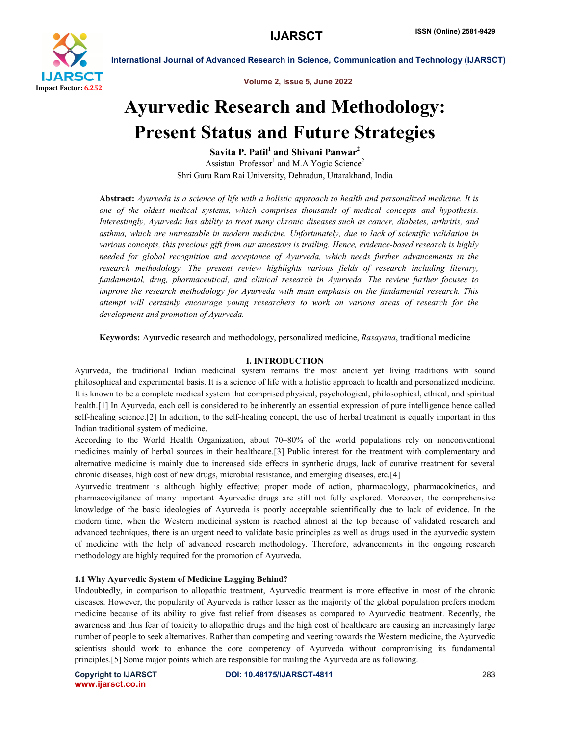# Ayurvedic Research and Methodology: Present Status and Future Strategies

**Savita P. Patil[1] and Shivani Panwar[2]**

Assistan Professor[1] and M.A Yogic Science[2]

Shri Guru Ram Rai University, Dehradun, Uttarakhand, India

**Abstract:** *Ayurveda is a science of life with a holistic approach to health and personalized medicine. It is one of the oldest medical systems, which comprises thousands of medical concepts and hypothesis. Interestingly, Ayurveda has ability to treat many chronic diseases such as cancer, diabetes, arthritis, and asthma, which are untreatable in modern medicine. Unfortunately, due to lack of scientific validation in various concepts, this precious gift from our ancestors is trailing. Hence, evidence-based research is highly needed for global recognition and acceptance of Ayurveda, which needs further advancements in the research methodology. The present review highlights various fields of research including literary, fundamental, drug, pharmaceutical, and clinical research in Ayurveda. The review further focuses to improve the research methodology for Ayurveda with main emphasis on the fundamental research. This attempt will certainly encourage young researchers to work on various areas of research for the development and promotion of Ayurveda.*

**Keywords:** Ayurvedic research and methodology, personalized medicine, *Rasayana*, traditional medicine

## I. INTRODUCTION

Ayurveda, the traditional Indian medicinal system remains the most ancient yet living traditions with sound philosophical and experimental basis. It is a science of life with a holistic approach to health and personalized medicine. It is known to be a complete medical system that comprised physical, psychological, philosophical, ethical, and spiritual health.[1] In Ayurveda, each cell is considered to be inherently an essential expression of pure intelligence hence called self-healing science.[2] In addition, to the self-healing concept, the use of herbal treatment is equally important in this Indian traditional system of medicine.

According to the World Health Organization, about 70–80% of the world populations rely on nonconventional medicines mainly of herbal sources in their healthcare.[3] Public interest for the treatment with complementary and alternative medicine is mainly due to increased side effects in synthetic drugs, lack of curative treatment for several chronic diseases, high cost of new drugs, microbial resistance, and emerging diseases, etc.[4]

Ayurvedic treatment is although highly effective; proper mode of action, pharmacology, pharmacokinetics, and pharmacovigilance of many important Ayurvedic drugs are still not fully explored. Moreover, the comprehensive knowledge of the basic ideologies of Ayurveda is poorly acceptable scientifically due to lack of evidence. In the modern time, when the Western medicinal system is reached almost at the top because of validated research and advanced techniques, there is an urgent need to validate basic principles as well as drugs used in the ayurvedic system of medicine with the help of advanced research methodology. Therefore, advancements in the ongoing research methodology are highly required for the promotion of Ayurveda.

### 1.1 Why Ayurvedic System of Medicine Lagging Behind?

Undoubtedly, in comparison to allopathic treatment, Ayurvedic treatment is more effective in most of the chronic diseases. However, the popularity of Ayurveda is rather lesser as the majority of the global population prefers modern medicine because of its ability to give fast relief from diseases as compared to Ayurvedic treatment. Recently, the awareness and thus fear of toxicity to allopathic drugs and the high cost of healthcare are causing an increasingly large number of people to seek alternatives. Rather than competing and veering towards the Western medicine, the Ayurvedic scientists should work to enhance the core competency of Ayurveda without compromising its fundamental principles.[5] Some major points which are responsible for trailing the Ayurveda are as following.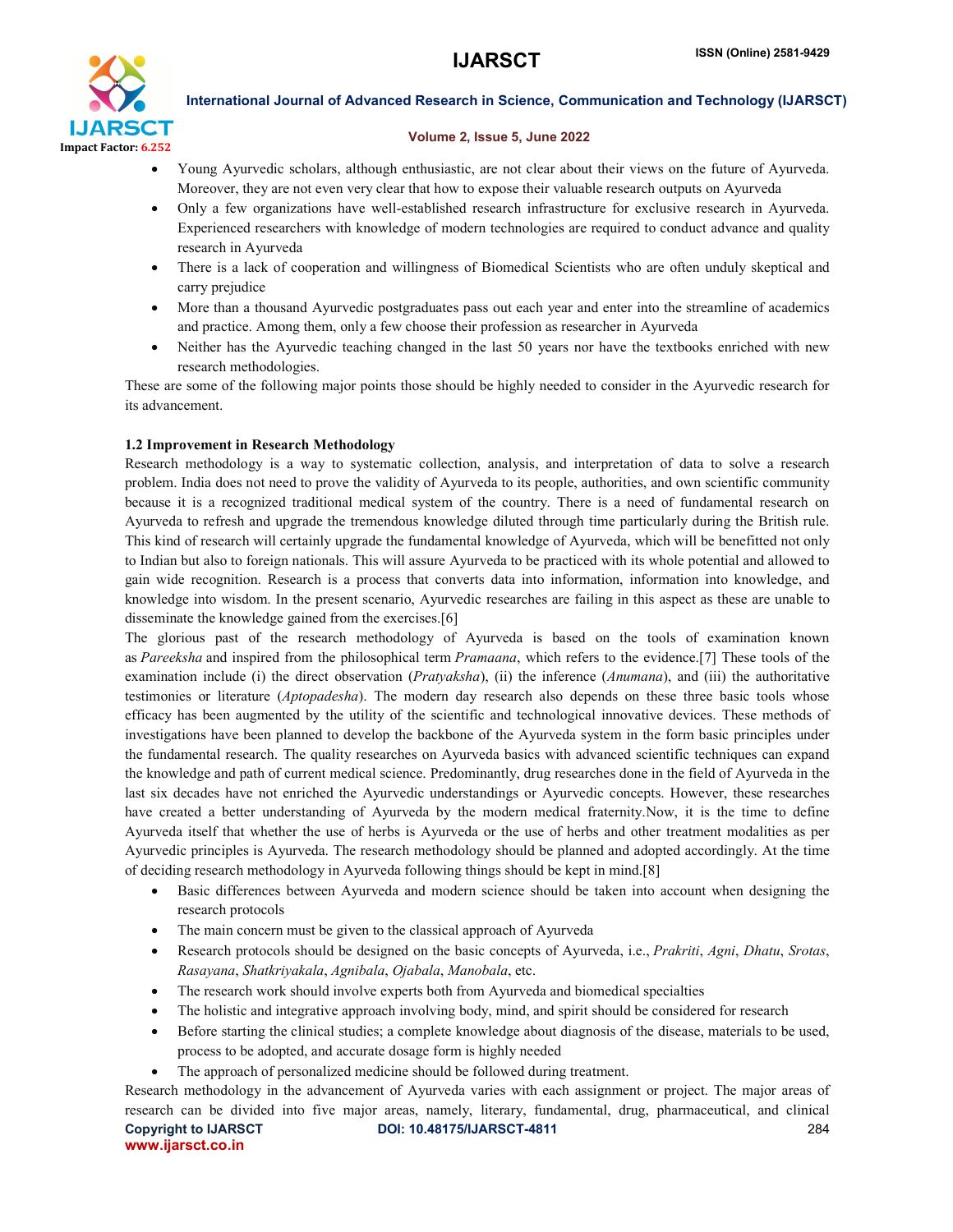- Young Ayurvedic scholars, although enthusiastic, are not clear about their views on the future of Ayurveda. Moreover, they are not even very clear that how to expose their valuable research outputs on Ayurveda
- Only a few organizations have well-established research infrastructure for exclusive research in Ayurveda. Experienced researchers with knowledge of modern technologies are required to conduct advance and quality research in Ayurveda
- There is a lack of cooperation and willingness of Biomedical Scientists who are often unduly skeptical and carry prejudice
- More than a thousand Ayurvedic postgraduates pass out each year and enter into the streamline of academics and practice. Among them, only a few choose their profession as researcher in Ayurveda
- Neither has the Ayurvedic teaching changed in the last 50 years nor have the textbooks enriched with new research methodologies.

These are some of the following major points those should be highly needed to consider in the Ayurvedic research for its advancement.

### 1.2 Improvement in Research Methodology

Research methodology is a way to systematic collection, analysis, and interpretation of data to solve a research problem. India does not need to prove the validity of Ayurveda to its people, authorities, and own scientific community because it is a recognized traditional medical system of the country. There is a need of fundamental research on Ayurveda to refresh and upgrade the tremendous knowledge diluted through time particularly during the British rule. This kind of research will certainly upgrade the fundamental knowledge of Ayurveda, which will be benefitted not only to Indian but also to foreign nationals. This will assure Ayurveda to be practiced with its whole potential and allowed to gain wide recognition. Research is a process that converts data into information, information into knowledge, and knowledge into wisdom. In the present scenario, Ayurvedic researches are failing in this aspect as these are unable to disseminate the knowledge gained from the exercises.[6]

The glorious past of the research methodology of Ayurveda is based on the tools of examination known as *Pareeksha* and inspired from the philosophical term *Pramaana*, which refers to the evidence.[7] These tools of the examination include (i) the direct observation (*Pratyaksha*), (ii) the inference (*Anumana*), and (iii) the authoritative testimonies or literature (*Aptopadesha*). The modern day research also depends on these three basic tools whose efficacy has been augmented by the utility of the scientific and technological innovative devices. These methods of investigations have been planned to develop the backbone of the Ayurveda system in the form basic principles under the fundamental research. The quality researches on Ayurveda basics with advanced scientific techniques can expand the knowledge and path of current medical science. Predominantly, drug researches done in the field of Ayurveda in the last six decades have not enriched the Ayurvedic understandings or Ayurvedic concepts. However, these researches have created a better understanding of Ayurveda by the modern medical fraternity.Now, it is the time to define Ayurveda itself that whether the use of herbs is Ayurveda or the use of herbs and other treatment modalities as per Ayurvedic principles is Ayurveda. The research methodology should be planned and adopted accordingly. At the time of deciding research methodology in Ayurveda following things should be kept in mind.[8]

- Basic differences between Ayurveda and modern science should be taken into account when designing the research protocols
- The main concern must be given to the classical approach of Ayurveda
- Research protocols should be designed on the basic concepts of Ayurveda, i.e., *Prakriti*, *Agni*, *Dhatu*, *Srotas*, *Rasayana*, *Shatkriyakala*, *Agnibala*, *Ojabala*, *Manobala*, etc.
- The research work should involve experts both from Ayurveda and biomedical specialties
- The holistic and integrative approach involving body, mind, and spirit should be considered for research
- Before starting the clinical studies; a complete knowledge about diagnosis of the disease, materials to be used, process to be adopted, and accurate dosage form is highly needed
- The approach of personalized medicine should be followed during treatment.

Research methodology in the advancement of Ayurveda varies with each assignment or project. The major areas of research can be divided into five major areas, namely, literary, fundamental, drug, pharmaceutical, and clinical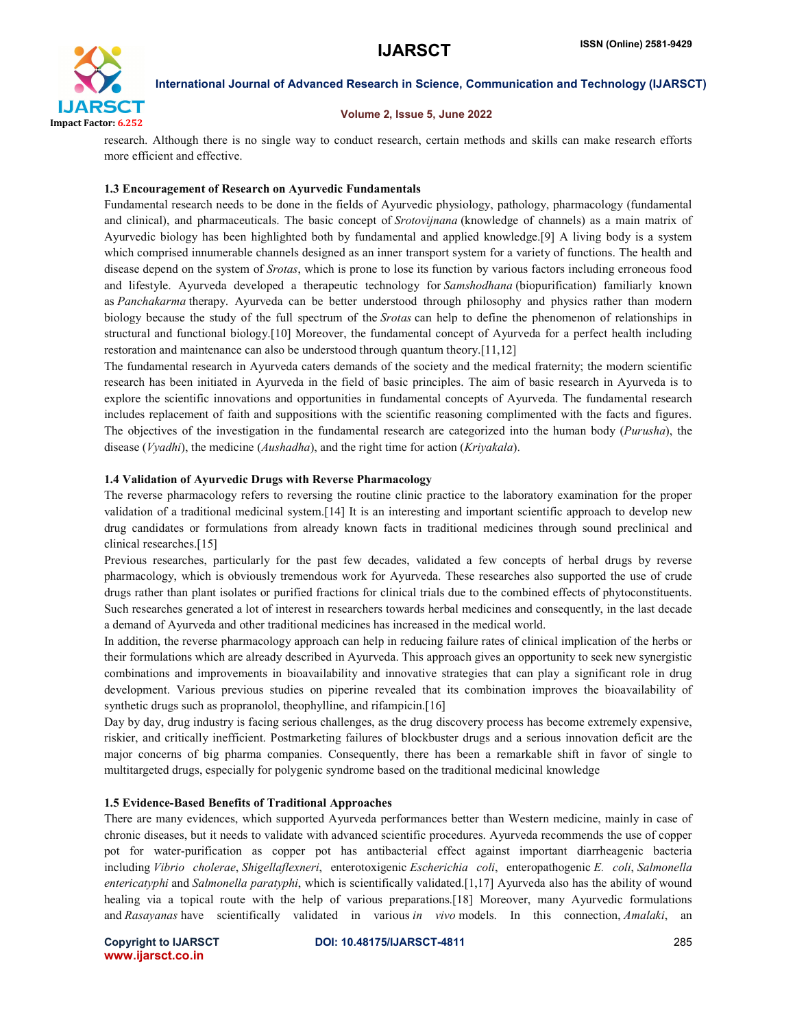research. Although there is no single way to conduct research, certain methods and skills can make research efforts more efficient and effective.

### 1.3 Encouragement of Research on Ayurvedic Fundamentals

Fundamental research needs to be done in the fields of Ayurvedic physiology, pathology, pharmacology (fundamental and clinical), and pharmaceuticals. The basic concept of *Srotovijnana* (knowledge of channels) as a main matrix of Ayurvedic biology has been highlighted both by fundamental and applied knowledge.[9] A living body is a system which comprised innumerable channels designed as an inner transport system for a variety of functions. The health and disease depend on the system of *Srotas*, which is prone to lose its function by various factors including erroneous food and lifestyle. Ayurveda developed a therapeutic technology for *Samshodhana* (biopurification) familiarly known as *Panchakarma* therapy. Ayurveda can be better understood through philosophy and physics rather than modern biology because the study of the full spectrum of the *Srotas* can help to define the phenomenon of relationships in structural and functional biology.[10] Moreover, the fundamental concept of Ayurveda for a perfect health including restoration and maintenance can also be understood through quantum theory.[11,12]

The fundamental research in Ayurveda caters demands of the society and the medical fraternity; the modern scientific research has been initiated in Ayurveda in the field of basic principles. The aim of basic research in Ayurveda is to explore the scientific innovations and opportunities in fundamental concepts of Ayurveda. The fundamental research includes replacement of faith and suppositions with the scientific reasoning complimented with the facts and figures. The objectives of the investigation in the fundamental research are categorized into the human body (*Purusha*), the disease (*Vyadhi*), the medicine (*Aushadha*), and the right time for action (*Kriyakala*).

### 1.4 Validation of Ayurvedic Drugs with Reverse Pharmacology

The reverse pharmacology refers to reversing the routine clinic practice to the laboratory examination for the proper validation of a traditional medicinal system.[14] It is an interesting and important scientific approach to develop new drug candidates or formulations from already known facts in traditional medicines through sound preclinical and clinical researches.[15]

Previous researches, particularly for the past few decades, validated a few concepts of herbal drugs by reverse pharmacology, which is obviously tremendous work for Ayurveda. These researches also supported the use of crude drugs rather than plant isolates or purified fractions for clinical trials due to the combined effects of phytoconstituents. Such researches generated a lot of interest in researchers towards herbal medicines and consequently, in the last decade a demand of Ayurveda and other traditional medicines has increased in the medical world.

In addition, the reverse pharmacology approach can help in reducing failure rates of clinical implication of the herbs or their formulations which are already described in Ayurveda. This approach gives an opportunity to seek new synergistic combinations and improvements in bioavailability and innovative strategies that can play a significant role in drug development. Various previous studies on piperine revealed that its combination improves the bioavailability of synthetic drugs such as propranolol, theophylline, and rifampicin.[16]

Day by day, drug industry is facing serious challenges, as the drug discovery process has become extremely expensive, riskier, and critically inefficient. Postmarketing failures of blockbuster drugs and a serious innovation deficit are the major concerns of big pharma companies. Consequently, there has been a remarkable shift in favor of single to multitargeted drugs, especially for polygenic syndrome based on the traditional medicinal knowledge

### 1.5 Evidence-Based Benefits of Traditional Approaches

There are many evidences, which supported Ayurveda performances better than Western medicine, mainly in case of chronic diseases, but it needs to validate with advanced scientific procedures. Ayurveda recommends the use of copper pot for water-purification as copper pot has antibacterial effect against important diarrheagenic bacteria including *Vibrio cholerae*, *Shigellaflexneri*, enterotoxigenic *Escherichia coli*, enteropathogenic *E. coli*, *Salmonella entericatyphi* and *Salmonella paratyphi*, which is scientifically validated.[1,17] Ayurveda also has the ability of wound healing via a topical route with the help of various preparations.[18] Moreover, many Ayurvedic formulations and *Rasayanas* have scientifically validated in various *in vivo* models. In this connection, *Amalaki*, an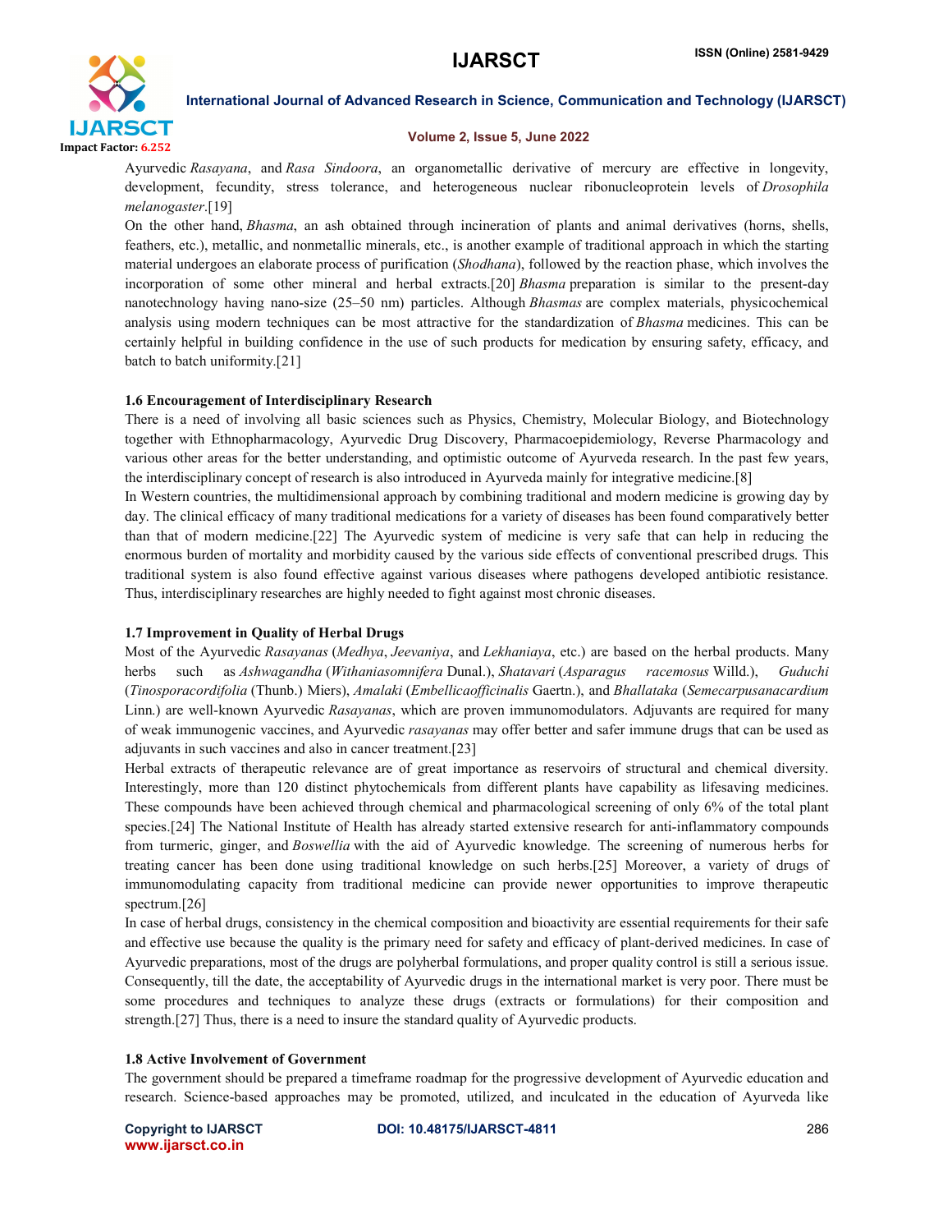Ayurvedic *Rasayana*, and *Rasa Sindoora*, an organometallic derivative of mercury are effective in longevity, development, fecundity, stress tolerance, and heterogeneous nuclear ribonucleoprotein levels of *Drosophila melanogaster*.[19]

On the other hand, *Bhasma*, an ash obtained through incineration of plants and animal derivatives (horns, shells, feathers, etc.), metallic, and nonmetallic minerals, etc., is another example of traditional approach in which the starting material undergoes an elaborate process of purification (*Shodhana*), followed by the reaction phase, which involves the incorporation of some other mineral and herbal extracts.[20] *Bhasma* preparation is similar to the present-day nanotechnology having nano-size (25–50 nm) particles. Although *Bhasmas* are complex materials, physicochemical analysis using modern techniques can be most attractive for the standardization of *Bhasma* medicines. This can be certainly helpful in building confidence in the use of such products for medication by ensuring safety, efficacy, and batch to batch uniformity.[21]

### 1.6 Encouragement of Interdisciplinary Research

There is a need of involving all basic sciences such as Physics, Chemistry, Molecular Biology, and Biotechnology together with Ethnopharmacology, Ayurvedic Drug Discovery, Pharmacoepidemiology, Reverse Pharmacology and various other areas for the better understanding, and optimistic outcome of Ayurveda research. In the past few years, the interdisciplinary concept of research is also introduced in Ayurveda mainly for integrative medicine.[8]

In Western countries, the multidimensional approach by combining traditional and modern medicine is growing day by day. The clinical efficacy of many traditional medications for a variety of diseases has been found comparatively better than that of modern medicine.[22] The Ayurvedic system of medicine is very safe that can help in reducing the enormous burden of mortality and morbidity caused by the various side effects of conventional prescribed drugs. This traditional system is also found effective against various diseases where pathogens developed antibiotic resistance. Thus, interdisciplinary researches are highly needed to fight against most chronic diseases.

### 1.7 Improvement in Quality of Herbal Drugs

Most of the Ayurvedic *Rasayanas* (*Medhya*, *Jeevaniya*, and *Lekhaniaya*, etc.) are based on the herbal products. Many herbs such as *Ashwagandha* (*Withaniasomnifera* Dunal.), *Shatavari* (*Asparagus racemosus* Willd.), *Guduchi* (*Tinosporacordifolia* (Thunb.) Miers), *Amalaki* (*Embellicaofficinalis* Gaertn.), and *Bhallataka* (*Semecarpusanacardium* Linn.) are well-known Ayurvedic *Rasayanas*, which are proven immunomodulators. Adjuvants are required for many of weak immunogenic vaccines, and Ayurvedic *rasayanas* may offer better and safer immune drugs that can be used as adjuvants in such vaccines and also in cancer treatment.[23]

Herbal extracts of therapeutic relevance are of great importance as reservoirs of structural and chemical diversity. Interestingly, more than 120 distinct phytochemicals from different plants have capability as lifesaving medicines. These compounds have been achieved through chemical and pharmacological screening of only 6% of the total plant species.[24] The National Institute of Health has already started extensive research for anti-inflammatory compounds from turmeric, ginger, and *Boswellia* with the aid of Ayurvedic knowledge. The screening of numerous herbs for treating cancer has been done using traditional knowledge on such herbs.[25] Moreover, a variety of drugs of immunomodulating capacity from traditional medicine can provide newer opportunities to improve therapeutic spectrum.[26]

In case of herbal drugs, consistency in the chemical composition and bioactivity are essential requirements for their safe and effective use because the quality is the primary need for safety and efficacy of plant-derived medicines. In case of Ayurvedic preparations, most of the drugs are polyherbal formulations, and proper quality control is still a serious issue. Consequently, till the date, the acceptability of Ayurvedic drugs in the international market is very poor. There must be some procedures and techniques to analyze these drugs (extracts or formulations) for their composition and strength.[27] Thus, there is a need to insure the standard quality of Ayurvedic products.

### 1.8 Active Involvement of Government

The government should be prepared a timeframe roadmap for the progressive development of Ayurvedic education and research. Science-based approaches may be promoted, utilized, and inculcated in the education of Ayurveda like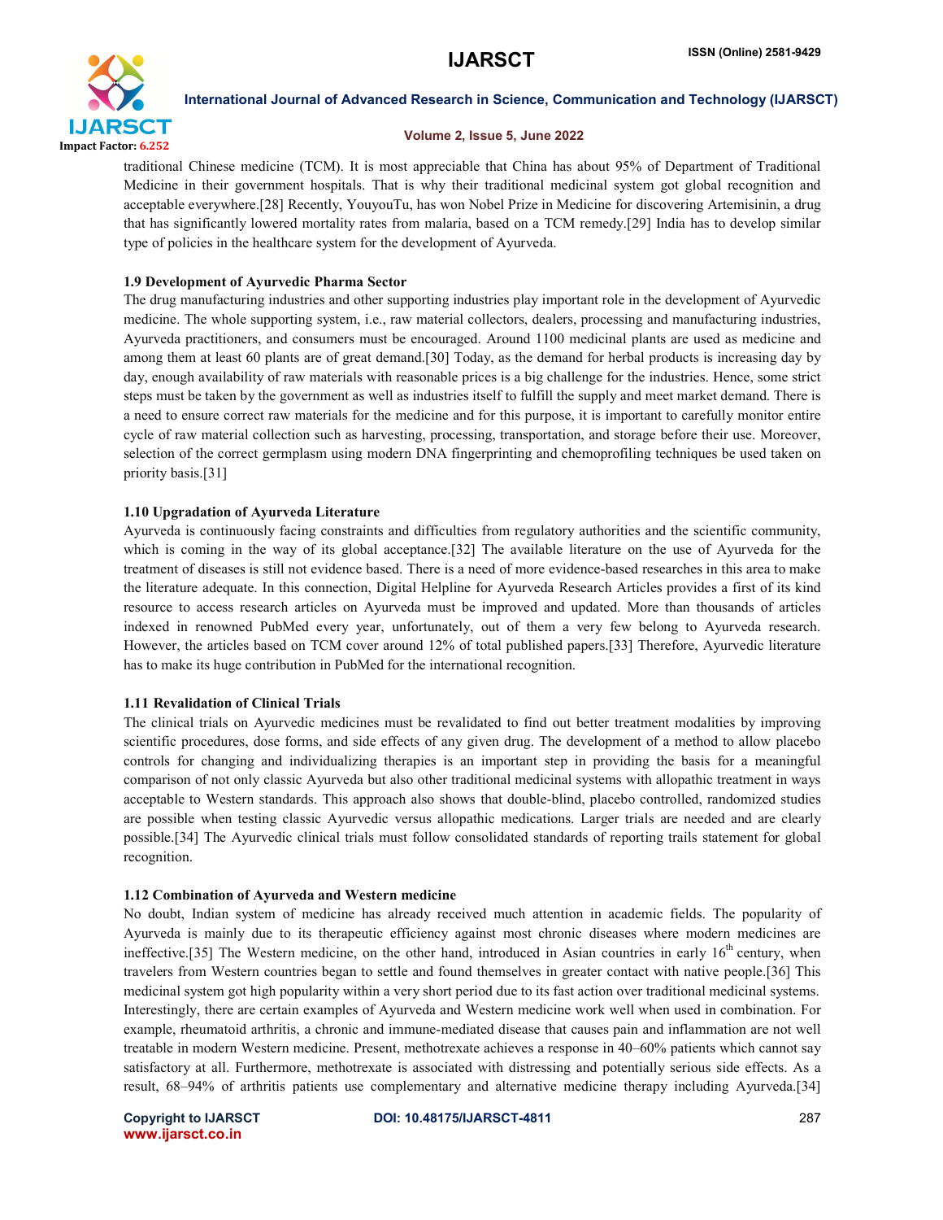traditional Chinese medicine (TCM). It is most appreciable that China has about 95% of Department of Traditional Medicine in their government hospitals. That is why their traditional medicinal system got global recognition and acceptable everywhere.[28] Recently, YouyouTu, has won Nobel Prize in Medicine for discovering Artemisinin, a drug that has significantly lowered mortality rates from malaria, based on a TCM remedy.[29] India has to develop similar type of policies in the healthcare system for the development of Ayurveda.

### 1.9 Development of Ayurvedic Pharma Sector

The drug manufacturing industries and other supporting industries play important role in the development of Ayurvedic medicine. The whole supporting system, i.e., raw material collectors, dealers, processing and manufacturing industries, Ayurveda practitioners, and consumers must be encouraged. Around 1100 medicinal plants are used as medicine and among them at least 60 plants are of great demand.[30] Today, as the demand for herbal products is increasing day by day, enough availability of raw materials with reasonable prices is a big challenge for the industries. Hence, some strict steps must be taken by the government as well as industries itself to fulfill the supply and meet market demand. There is a need to ensure correct raw materials for the medicine and for this purpose, it is important to carefully monitor entire cycle of raw material collection such as harvesting, processing, transportation, and storage before their use. Moreover, selection of the correct germplasm using modern DNA fingerprinting and chemoprofiling techniques be used taken on priority basis.[31]

### 1.10 Upgradation of Ayurveda Literature

Ayurveda is continuously facing constraints and difficulties from regulatory authorities and the scientific community, which is coming in the way of its global acceptance.[32] The available literature on the use of Ayurveda for the treatment of diseases is still not evidence based. There is a need of more evidence-based researches in this area to make the literature adequate. In this connection, Digital Helpline for Ayurveda Research Articles provides a first of its kind resource to access research articles on Ayurveda must be improved and updated. More than thousands of articles indexed in renowned PubMed every year, unfortunately, out of them a very few belong to Ayurveda research. However, the articles based on TCM cover around 12% of total published papers.[33] Therefore, Ayurvedic literature has to make its huge contribution in PubMed for the international recognition.

### 1.11 Revalidation of Clinical Trials

The clinical trials on Ayurvedic medicines must be revalidated to find out better treatment modalities by improving scientific procedures, dose forms, and side effects of any given drug. The development of a method to allow placebo controls for changing and individualizing therapies is an important step in providing the basis for a meaningful comparison of not only classic Ayurveda but also other traditional medicinal systems with allopathic treatment in ways acceptable to Western standards. This approach also shows that double-blind, placebo controlled, randomized studies are possible when testing classic Ayurvedic versus allopathic medications. Larger trials are needed and are clearly possible.[34] The Ayurvedic clinical trials must follow consolidated standards of reporting trails statement for global recognition.

### 1.12 Combination of Ayurveda and Western medicine

No doubt, Indian system of medicine has already received much attention in academic fields. The popularity of Ayurveda is mainly due to its therapeutic efficiency against most chronic diseases where modern medicines are ineffective.[35] The Western medicine, on the other hand, introduced in Asian countries in early 16$^{th}$ century, when travelers from Western countries began to settle and found themselves in greater contact with native people.[36] This medicinal system got high popularity within a very short period due to its fast action over traditional medicinal systems. Interestingly, there are certain examples of Ayurveda and Western medicine work well when used in combination. For example, rheumatoid arthritis, a chronic and immune-mediated disease that causes pain and inflammation are not well treatable in modern Western medicine. Present, methotrexate achieves a response in 40–60% patients which cannot say satisfactory at all. Furthermore, methotrexate is associated with distressing and potentially serious side effects. As a result, 68–94% of arthritis patients use complementary and alternative medicine therapy including Ayurveda.[34]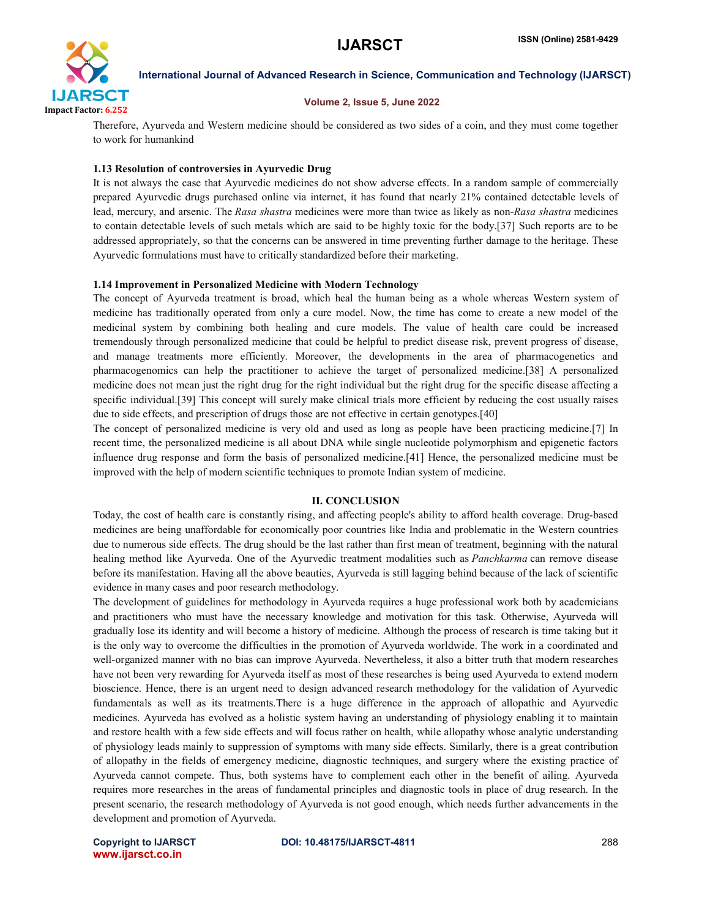Therefore, Ayurveda and Western medicine should be considered as two sides of a coin, and they must come together to work for humankind

### 1.13 Resolution of controversies in Ayurvedic Drug

It is not always the case that Ayurvedic medicines do not show adverse effects. In a random sample of commercially prepared Ayurvedic drugs purchased online via internet, it has found that nearly 21% contained detectable levels of lead, mercury, and arsenic. The *Rasa shastra* medicines were more than twice as likely as non-*Rasa shastra* medicines to contain detectable levels of such metals which are said to be highly toxic for the body.[37] Such reports are to be addressed appropriately, so that the concerns can be answered in time preventing further damage to the heritage. These Ayurvedic formulations must have to critically standardized before their marketing.

### 1.14 Improvement in Personalized Medicine with Modern Technology

The concept of Ayurveda treatment is broad, which heal the human being as a whole whereas Western system of medicine has traditionally operated from only a cure model. Now, the time has come to create a new model of the medicinal system by combining both healing and cure models. The value of health care could be increased tremendously through personalized medicine that could be helpful to predict disease risk, prevent progress of disease, and manage treatments more efficiently. Moreover, the developments in the area of pharmacogenetics and pharmacogenomics can help the practitioner to achieve the target of personalized medicine.[38] A personalized medicine does not mean just the right drug for the right individual but the right drug for the specific disease affecting a specific individual.[39] This concept will surely make clinical trials more efficient by reducing the cost usually raises due to side effects, and prescription of drugs those are not effective in certain genotypes.[40]

The concept of personalized medicine is very old and used as long as people have been practicing medicine.[7] In recent time, the personalized medicine is all about DNA while single nucleotide polymorphism and epigenetic factors influence drug response and form the basis of personalized medicine.[41] Hence, the personalized medicine must be improved with the help of modern scientific techniques to promote Indian system of medicine.

## II. CONCLUSION

Today, the cost of health care is constantly rising, and affecting people's ability to afford health coverage. Drug-based medicines are being unaffordable for economically poor countries like India and problematic in the Western countries due to numerous side effects. The drug should be the last rather than first mean of treatment, beginning with the natural healing method like Ayurveda. One of the Ayurvedic treatment modalities such as *Panchkarma* can remove disease before its manifestation. Having all the above beauties, Ayurveda is still lagging behind because of the lack of scientific evidence in many cases and poor research methodology.

The development of guidelines for methodology in Ayurveda requires a huge professional work both by academicians and practitioners who must have the necessary knowledge and motivation for this task. Otherwise, Ayurveda will gradually lose its identity and will become a history of medicine. Although the process of research is time taking but it is the only way to overcome the difficulties in the promotion of Ayurveda worldwide. The work in a coordinated and well-organized manner with no bias can improve Ayurveda. Nevertheless, it also a bitter truth that modern researches have not been very rewarding for Ayurveda itself as most of these researches is being used Ayurveda to extend modern bioscience. Hence, there is an urgent need to design advanced research methodology for the validation of Ayurvedic fundamentals as well as its treatments.There is a huge difference in the approach of allopathic and Ayurvedic medicines. Ayurveda has evolved as a holistic system having an understanding of physiology enabling it to maintain and restore health with a few side effects and will focus rather on health, while allopathy whose analytic understanding of physiology leads mainly to suppression of symptoms with many side effects. Similarly, there is a great contribution of allopathy in the fields of emergency medicine, diagnostic techniques, and surgery where the existing practice of Ayurveda cannot compete. Thus, both systems have to complement each other in the benefit of ailing. Ayurveda requires more researches in the areas of fundamental principles and diagnostic tools in place of drug research. In the present scenario, the research methodology of Ayurveda is not good enough, which needs further advancements in the development and promotion of Ayurveda.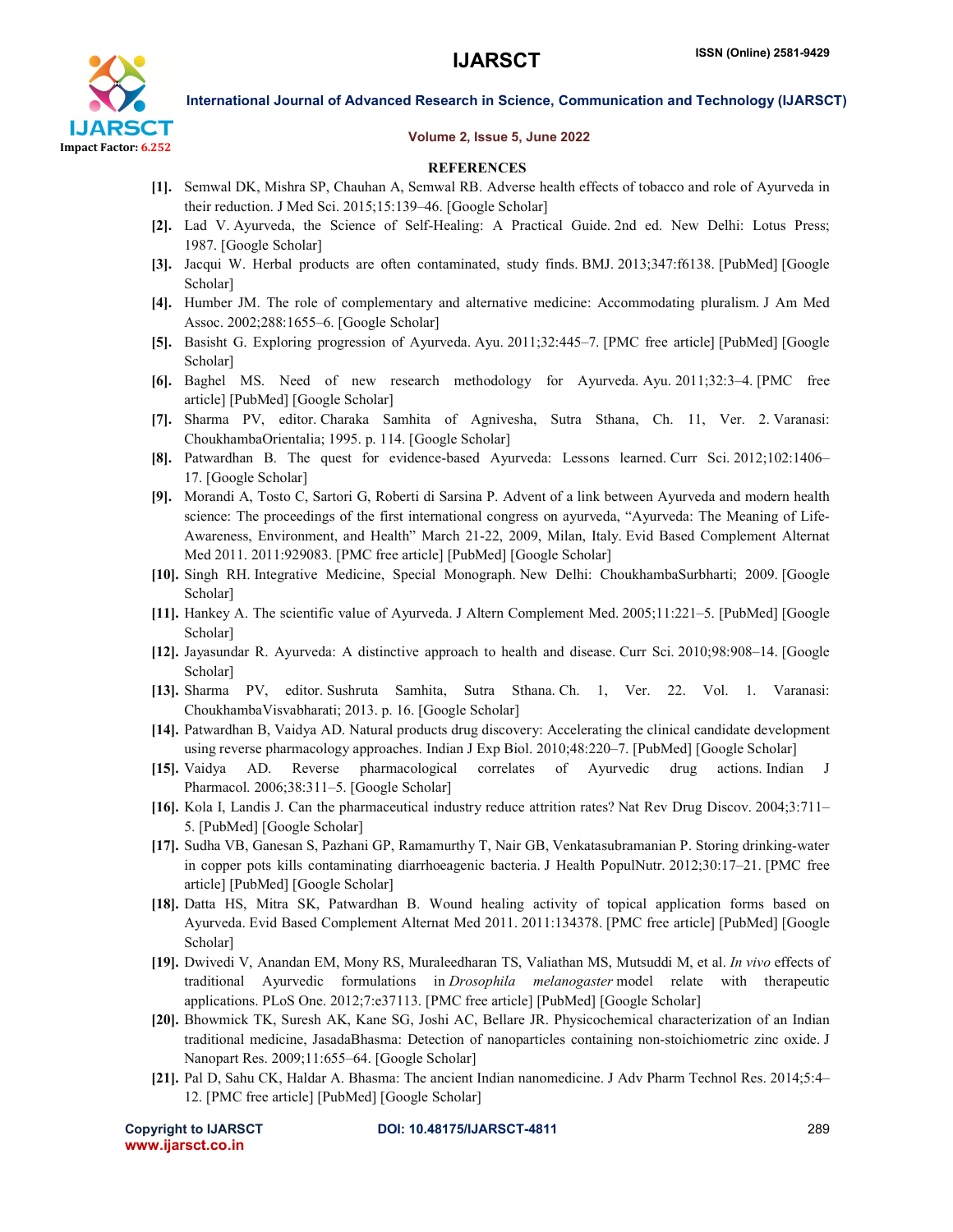## REFERENCES

[1]. Semwal DK, Mishra SP, Chauhan A, Semwal RB. Adverse health effects of tobacco and role of Ayurveda in their reduction. J Med Sci. 2015;15:139–46. [Google Scholar]

[2]. Lad V. Ayurveda, the Science of Self-Healing: A Practical Guide. 2nd ed. New Delhi: Lotus Press; 1987. [Google Scholar]

[3]. Jacqui W. Herbal products are often contaminated, study finds. BMJ. 2013;347:f6138. [PubMed] [Google Scholar]

[4]. Humber JM. The role of complementary and alternative medicine: Accommodating pluralism. J Am Med Assoc. 2002;288:1655–6. [Google Scholar]

[5]. Basisht G. Exploring progression of Ayurveda. Ayu. 2011;32:445–7. [PMC free article] [PubMed] [Google Scholar]

[6]. Baghel MS. Need of new research methodology for Ayurveda. Ayu. 2011;32:3–4. [PMC free article] [PubMed] [Google Scholar]

[7]. Sharma PV, editor. Charaka Samhita of Agnivesha, Sutra Sthana, Ch. 11, Ver. 2. Varanasi: ChoukhambaOrientalia; 1995. p. 114. [Google Scholar]

[8]. Patwardhan B. The quest for evidence-based Ayurveda: Lessons learned. Curr Sci. 2012;102:1406–17. [Google Scholar]

[9]. Morandi A, Tosto C, Sartori G, Roberti di Sarsina P. Advent of a link between Ayurveda and modern health science: The proceedings of the first international congress on ayurveda, "Ayurveda: The Meaning of Life-Awareness, Environment, and Health" March 21-22, 2009, Milan, Italy. Evid Based Complement Alternat Med 2011. 2011:929083. [PMC free article] [PubMed] [Google Scholar]

[10]. Singh RH. Integrative Medicine, Special Monograph. New Delhi: ChoukhambaSurbharti; 2009. [Google Scholar]

[11]. Hankey A. The scientific value of Ayurveda. J Altern Complement Med. 2005;11:221–5. [PubMed] [Google Scholar]

[12]. Jayasundar R. Ayurveda: A distinctive approach to health and disease. Curr Sci. 2010;98:908–14. [Google Scholar]

[13]. Sharma PV, editor. Sushruta Samhita, Sutra Sthana. Ch. 1, Ver. 22. Vol. 1. Varanasi: ChoukhambaVisvabharati; 2013. p. 16. [Google Scholar]

[14]. Patwardhan B, Vaidya AD. Natural products drug discovery: Accelerating the clinical candidate development using reverse pharmacology approaches. Indian J Exp Biol. 2010;48:220–7. [PubMed] [Google Scholar]

[15]. Vaidya AD. Reverse pharmacological correlates of Ayurvedic drug actions. Indian J Pharmacol. 2006;38:311–5. [Google Scholar]

[16]. Kola I, Landis J. Can the pharmaceutical industry reduce attrition rates? Nat Rev Drug Discov. 2004;3:711–5. [PubMed] [Google Scholar]

[17]. Sudha VB, Ganesan S, Pazhani GP, Ramamurthy T, Nair GB, Venkatasubramanian P. Storing drinking-water in copper pots kills contaminating diarrhoeagenic bacteria. J Health PopulNutr. 2012;30:17–21. [PMC free article] [PubMed] [Google Scholar]

[18]. Datta HS, Mitra SK, Patwardhan B. Wound healing activity of topical application forms based on Ayurveda. Evid Based Complement Alternat Med 2011. 2011:134378. [PMC free article] [PubMed] [Google Scholar]

[19]. Dwivedi V, Anandan EM, Mony RS, Muraleedharan TS, Valiathan MS, Mutsuddi M, et al. *In vivo* effects of traditional Ayurvedic formulations in *Drosophila melanogaster* model relate with therapeutic applications. PLoS One. 2012;7:e37113. [PMC free article] [PubMed] [Google Scholar]

[20]. Bhowmick TK, Suresh AK, Kane SG, Joshi AC, Bellare JR. Physicochemical characterization of an Indian traditional medicine, JasadaBhasma: Detection of nanoparticles containing non-stoichiometric zinc oxide. J Nanopart Res. 2009;11:655–64. [Google Scholar]

[21]. Pal D, Sahu CK, Haldar A. Bhasma: The ancient Indian nanomedicine. J Adv Pharm Technol Res. 2014;5:4–12. [PMC free article] [PubMed] [Google Scholar]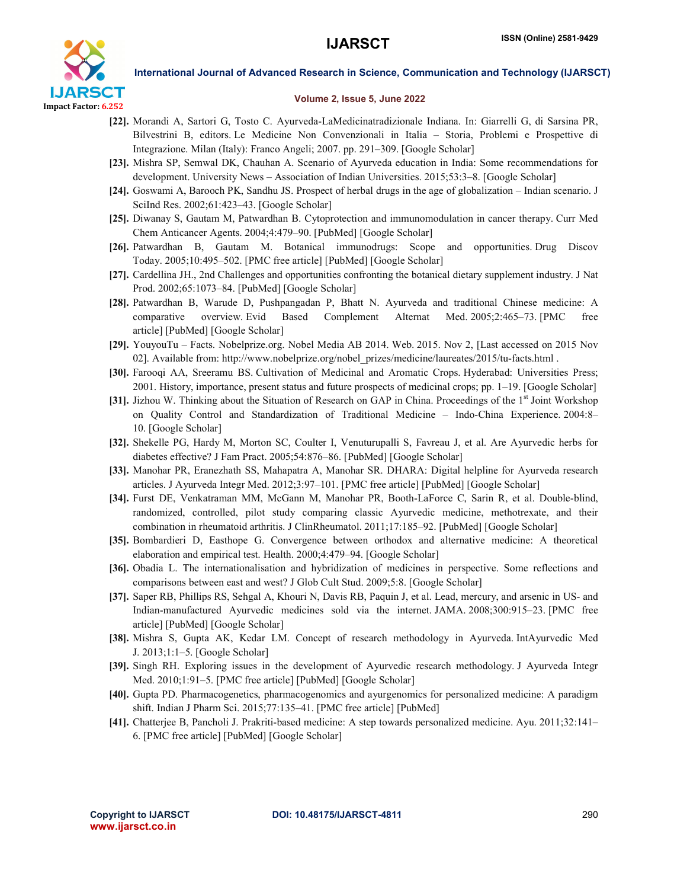**[22].** Morandi A, Sartori G, Tosto C. Ayurveda-LaMedicinatradizionale Indiana. In: Giarrelli G, di Sarsina PR, Bilvestrini B, editors. Le Medicine Non Convenzionali in Italia – Storia, Problemi e Prospettive di Integrazione. Milan (Italy): Franco Angeli; 2007. pp. 291–309. [Google Scholar]

**[23].** Mishra SP, Semwal DK, Chauhan A. Scenario of Ayurveda education in India: Some recommendations for development. University News – Association of Indian Universities. 2015;53:3–8. [Google Scholar]

**[24].** Goswami A, Barooch PK, Sandhu JS. Prospect of herbal drugs in the age of globalization – Indian scenario. J SciInd Res. 2002;61:423–43. [Google Scholar]

**[25].** Diwanay S, Gautam M, Patwardhan B. Cytoprotection and immunomodulation in cancer therapy. Curr Med Chem Anticancer Agents. 2004;4:479–90. [PubMed] [Google Scholar]

**[26].** Patwardhan B, Gautam M. Botanical immunodrugs: Scope and opportunities. Drug Discov Today. 2005;10:495–502. [PMC free article] [PubMed] [Google Scholar]

**[27].** Cardellina JH., 2nd Challenges and opportunities confronting the botanical dietary supplement industry. J Nat Prod. 2002;65:1073–84. [PubMed] [Google Scholar]

**[28].** Patwardhan B, Warude D, Pushpangadan P, Bhatt N. Ayurveda and traditional Chinese medicine: A comparative overview. Evid Based Complement Alternat Med. 2005;2:465–73. [PMC free article] [PubMed] [Google Scholar]

**[29].** YouyouTu – Facts. Nobelprize.org. Nobel Media AB 2014. Web. 2015. Nov 2, [Last accessed on 2015 Nov 02]. Available from: http://www.nobelprize.org/nobel_prizes/medicine/laureates/2015/tu-facts.html .

**[30].** Farooqi AA, Sreeramu BS. Cultivation of Medicinal and Aromatic Crops. Hyderabad: Universities Press; 2001. History, importance, present status and future prospects of medicinal crops; pp. 1–19. [Google Scholar]

**[31].** Jizhou W. Thinking about the Situation of Research on GAP in China. Proceedings of the 1st Joint Workshop on Quality Control and Standardization of Traditional Medicine – Indo-China Experience. 2004:8–10. [Google Scholar]

**[32].** Shekelle PG, Hardy M, Morton SC, Coulter I, Venuturupalli S, Favreau J, et al. Are Ayurvedic herbs for diabetes effective? J Fam Pract. 2005;54:876–86. [PubMed] [Google Scholar]

**[33].** Manohar PR, Eranezhath SS, Mahapatra A, Manohar SR. DHARA: Digital helpline for Ayurveda research articles. J Ayurveda Integr Med. 2012;3:97–101. [PMC free article] [PubMed] [Google Scholar]

**[34].** Furst DE, Venkatraman MM, McGann M, Manohar PR, Booth-LaForce C, Sarin R, et al. Double-blind, randomized, controlled, pilot study comparing classic Ayurvedic medicine, methotrexate, and their combination in rheumatoid arthritis. J ClinRheumatol. 2011;17:185–92. [PubMed] [Google Scholar]

**[35].** Bombardieri D, Easthope G. Convergence between orthodox and alternative medicine: A theoretical elaboration and empirical test. Health. 2000;4:479–94. [Google Scholar]

**[36].** Obadia L. The internationalisation and hybridization of medicines in perspective. Some reflections and comparisons between east and west? J Glob Cult Stud. 2009;5:8. [Google Scholar]

**[37].** Saper RB, Phillips RS, Sehgal A, Khouri N, Davis RB, Paquin J, et al. Lead, mercury, and arsenic in US- and Indian-manufactured Ayurvedic medicines sold via the internet. JAMA. 2008;300:915–23. [PMC free article] [PubMed] [Google Scholar]

**[38].** Mishra S, Gupta AK, Kedar LM. Concept of research methodology in Ayurveda. IntAyurvedic Med J. 2013;1:1–5. [Google Scholar]

**[39].** Singh RH. Exploring issues in the development of Ayurvedic research methodology. J Ayurveda Integr Med. 2010;1:91–5. [PMC free article] [PubMed] [Google Scholar]

**[40].** Gupta PD. Pharmacogenetics, pharmacogenomics and ayurgenomics for personalized medicine: A paradigm shift. Indian J Pharm Sci. 2015;77:135–41. [PMC free article] [PubMed]

**[41].** Chatterjee B, Pancholi J. Prakriti-based medicine: A step towards personalized medicine. Ayu. 2011;32:141–6. [PMC free article] [PubMed] [Google Scholar]